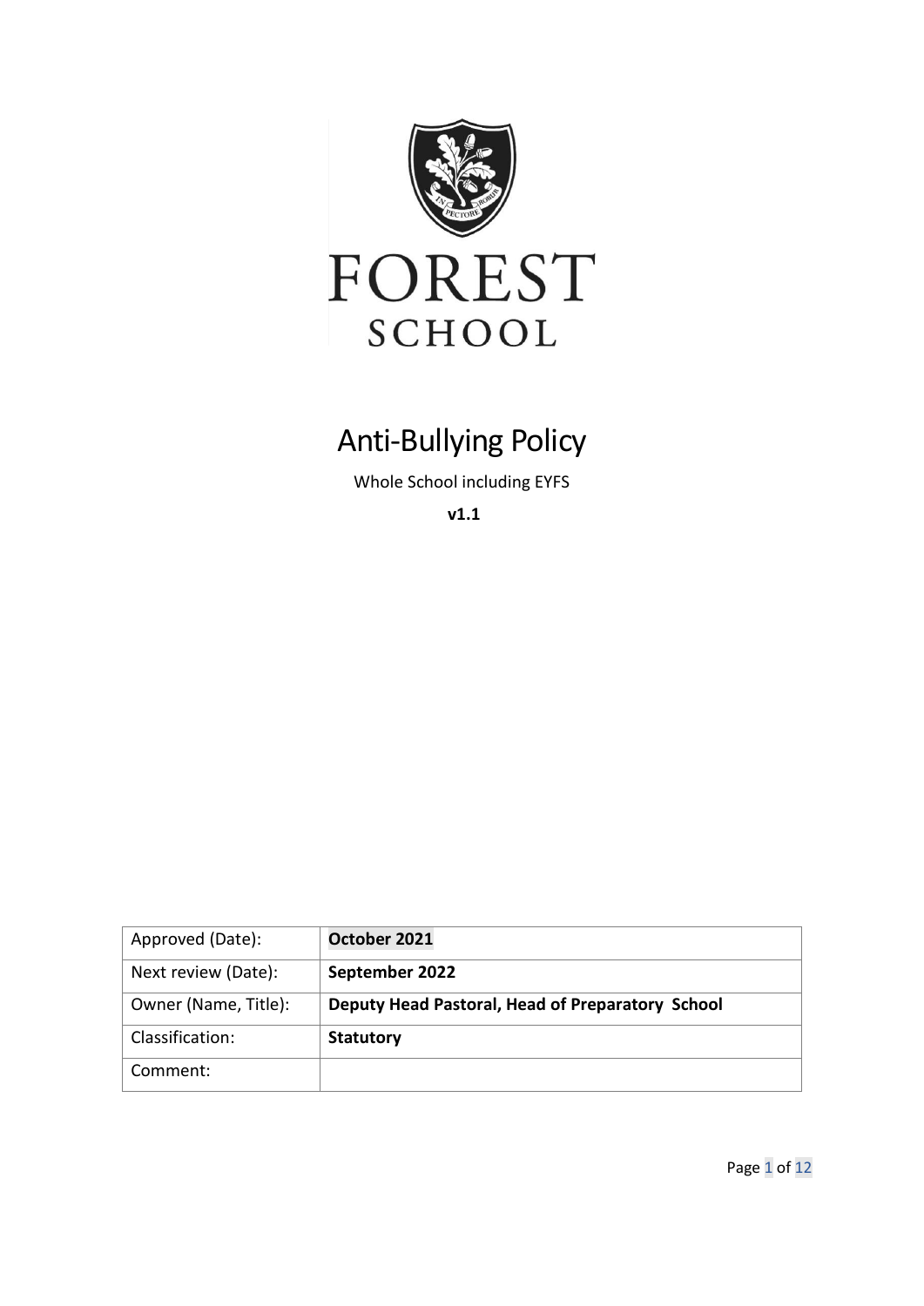FOREST
SCHOOL

# Anti-Bullying Policy

Whole School including EYFS

**v1.1**

| Approved (Date): | **October 2021** |
|---|---|
| Next review (Date): | **September 2022** |
| Owner (Name, Title): | **Deputy Head Pastoral, Head of Preparatory School** |
| Classification: | **Statutory** |
| Comment: | |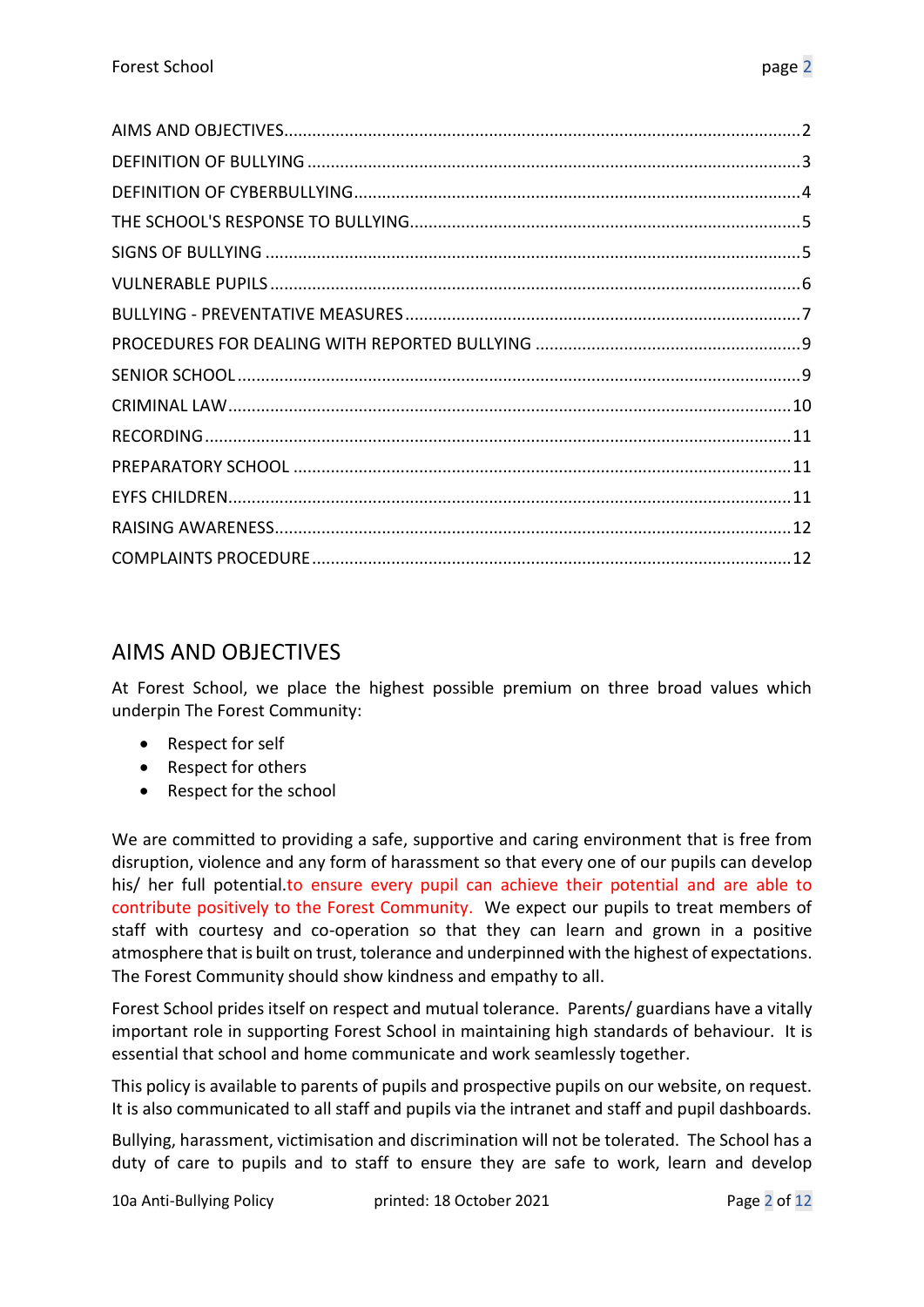AIMS AND OBJECTIVES ........................................................................................................ 2
DEFINITION OF BULLYING ................................................................................................... 3
DEFINITION OF CYBERBULLYING ......................................................................................... 4
THE SCHOOL'S RESPONSE TO BULLYING ............................................................................. 5
SIGNS OF BULLYING ............................................................................................................ 5
VULNERABLE PUPILS ........................................................................................................... 6
BULLYING - PREVENTATIVE MEASURES ............................................................................... 7
PROCEDURES FOR DEALING WITH REPORTED BULLYING ................................................... 9
SENIOR SCHOOL ................................................................................................................. 9
CRIMINAL LAW .................................................................................................................. 10
RECORDING ....................................................................................................................... 11
PREPARATORY SCHOOL .................................................................................................... 11
EYFS CHILDREN .................................................................................................................. 11
RAISING AWARENESS ........................................................................................................ 12
COMPLAINTS PROCEDURE ................................................................................................ 12

## AIMS AND OBJECTIVES

At Forest School, we place the highest possible premium on three broad values which underpin The Forest Community:

- Respect for self
- Respect for others
- Respect for the school

We are committed to providing a safe, supportive and caring environment that is free from disruption, violence and any form of harassment so that every one of our pupils can develop his/ her full potential.to ensure every pupil can achieve their potential and are able to contribute positively to the Forest Community. We expect our pupils to treat members of staff with courtesy and co-operation so that they can learn and grown in a positive atmosphere that is built on trust, tolerance and underpinned with the highest of expectations. The Forest Community should show kindness and empathy to all.

Forest School prides itself on respect and mutual tolerance. Parents/ guardians have a vitally important role in supporting Forest School in maintaining high standards of behaviour. It is essential that school and home communicate and work seamlessly together.

This policy is available to parents of pupils and prospective pupils on our website, on request. It is also communicated to all staff and pupils via the intranet and staff and pupil dashboards.

Bullying, harassment, victimisation and discrimination will not be tolerated. The School has a duty of care to pupils and to staff to ensure they are safe to work, learn and develop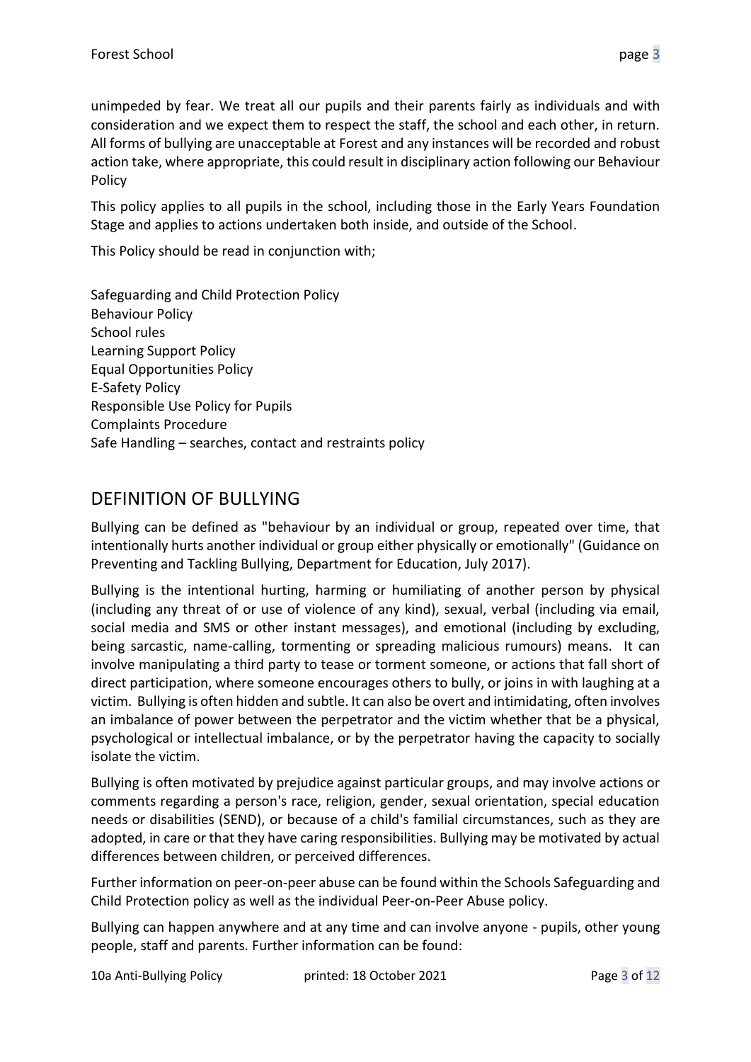unimpeded by fear. We treat all our pupils and their parents fairly as individuals and with consideration and we expect them to respect the staff, the school and each other, in return. All forms of bullying are unacceptable at Forest and any instances will be recorded and robust action take, where appropriate, this could result in disciplinary action following our Behaviour Policy

This policy applies to all pupils in the school, including those in the Early Years Foundation Stage and applies to actions undertaken both inside, and outside of the School.

This Policy should be read in conjunction with;

Safeguarding and Child Protection Policy
Behaviour Policy
School rules
Learning Support Policy
Equal Opportunities Policy
E-Safety Policy
Responsible Use Policy for Pupils
Complaints Procedure
Safe Handling – searches, contact and restraints policy

## DEFINITION OF BULLYING

Bullying can be defined as "behaviour by an individual or group, repeated over time, that intentionally hurts another individual or group either physically or emotionally" (Guidance on Preventing and Tackling Bullying, Department for Education, July 2017).

Bullying is the intentional hurting, harming or humiliating of another person by physical (including any threat of or use of violence of any kind), sexual, verbal (including via email, social media and SMS or other instant messages), and emotional (including by excluding, being sarcastic, name-calling, tormenting or spreading malicious rumours) means. It can involve manipulating a third party to tease or torment someone, or actions that fall short of direct participation, where someone encourages others to bully, or joins in with laughing at a victim. Bullying is often hidden and subtle. It can also be overt and intimidating, often involves an imbalance of power between the perpetrator and the victim whether that be a physical, psychological or intellectual imbalance, or by the perpetrator having the capacity to socially isolate the victim.

Bullying is often motivated by prejudice against particular groups, and may involve actions or comments regarding a person's race, religion, gender, sexual orientation, special education needs or disabilities (SEND), or because of a child's familial circumstances, such as they are adopted, in care or that they have caring responsibilities. Bullying may be motivated by actual differences between children, or perceived differences.

Further information on peer-on-peer abuse can be found within the Schools Safeguarding and Child Protection policy as well as the individual Peer-on-Peer Abuse policy.

Bullying can happen anywhere and at any time and can involve anyone - pupils, other young people, staff and parents. Further information can be found: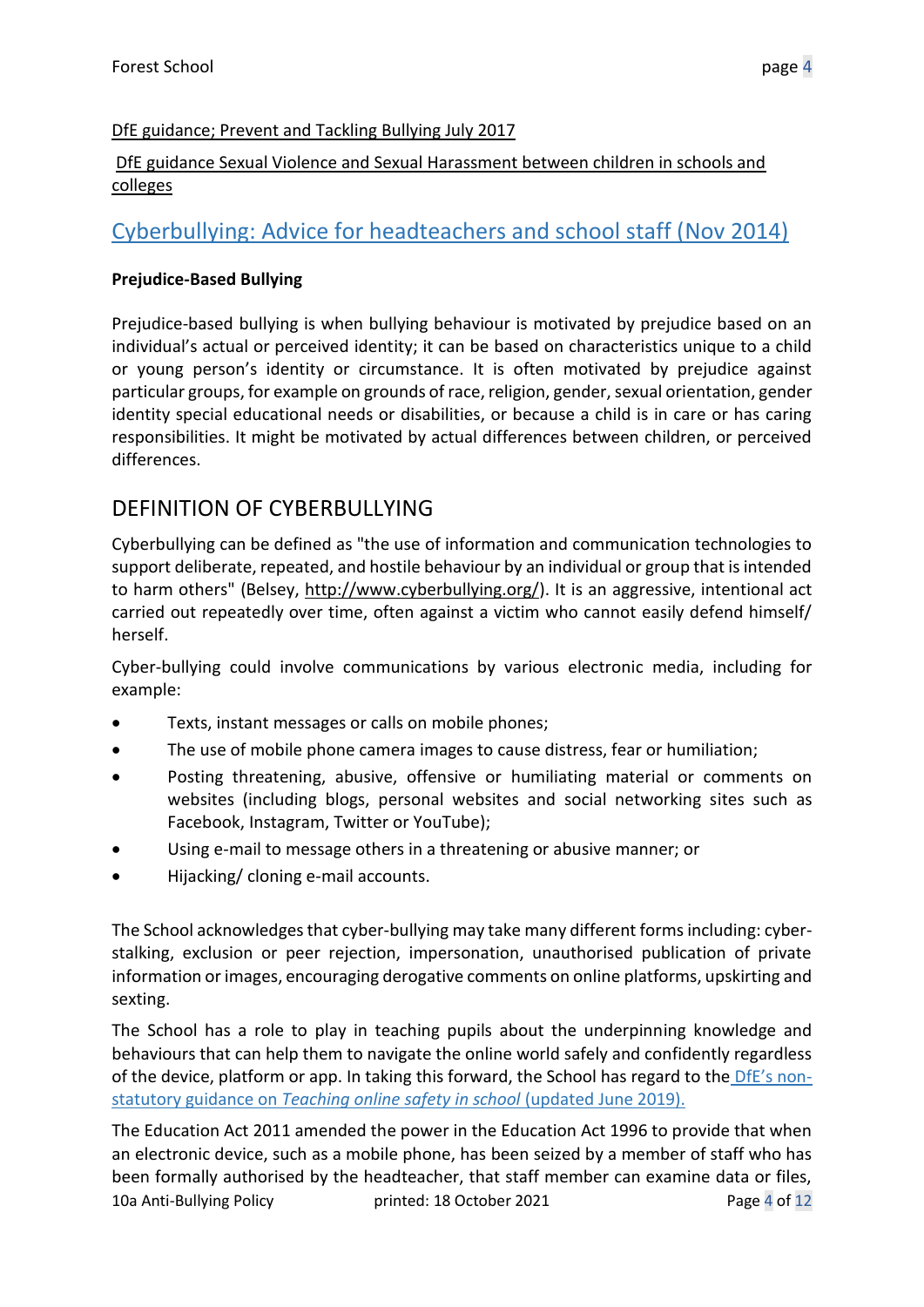DfE guidance; Prevent and Tackling Bullying July 2017

DfE guidance Sexual Violence and Sexual Harassment between children in schools and colleges

## Cyberbullying: Advice for headteachers and school staff (Nov 2014)

**Prejudice-Based Bullying**

Prejudice-based bullying is when bullying behaviour is motivated by prejudice based on an individual's actual or perceived identity; it can be based on characteristics unique to a child or young person's identity or circumstance. It is often motivated by prejudice against particular groups, for example on grounds of race, religion, gender, sexual orientation, gender identity special educational needs or disabilities, or because a child is in care or has caring responsibilities. It might be motivated by actual differences between children, or perceived differences.

## DEFINITION OF CYBERBULLYING

Cyberbullying can be defined as "the use of information and communication technologies to support deliberate, repeated, and hostile behaviour by an individual or group that is intended to harm others" (Belsey, http://www.cyberbullying.org/). It is an aggressive, intentional act carried out repeatedly over time, often against a victim who cannot easily defend himself/ herself.

Cyber-bullying could involve communications by various electronic media, including for example:

- Texts, instant messages or calls on mobile phones;
- The use of mobile phone camera images to cause distress, fear or humiliation;
- Posting threatening, abusive, offensive or humiliating material or comments on websites (including blogs, personal websites and social networking sites such as Facebook, Instagram, Twitter or YouTube);
- Using e-mail to message others in a threatening or abusive manner; or
- Hijacking/ cloning e-mail accounts.

The School acknowledges that cyber-bullying may take many different forms including: cyber-stalking, exclusion or peer rejection, impersonation, unauthorised publication of private information or images, encouraging derogative comments on online platforms, upskirting and sexting.

The School has a role to play in teaching pupils about the underpinning knowledge and behaviours that can help them to navigate the online world safely and confidently regardless of the device, platform or app. In taking this forward, the School has regard to the DfE's non-statutory guidance on *Teaching online safety in school* (updated June 2019).

The Education Act 2011 amended the power in the Education Act 1996 to provide that when an electronic device, such as a mobile phone, has been seized by a member of staff who has been formally authorised by the headteacher, that staff member can examine data or files,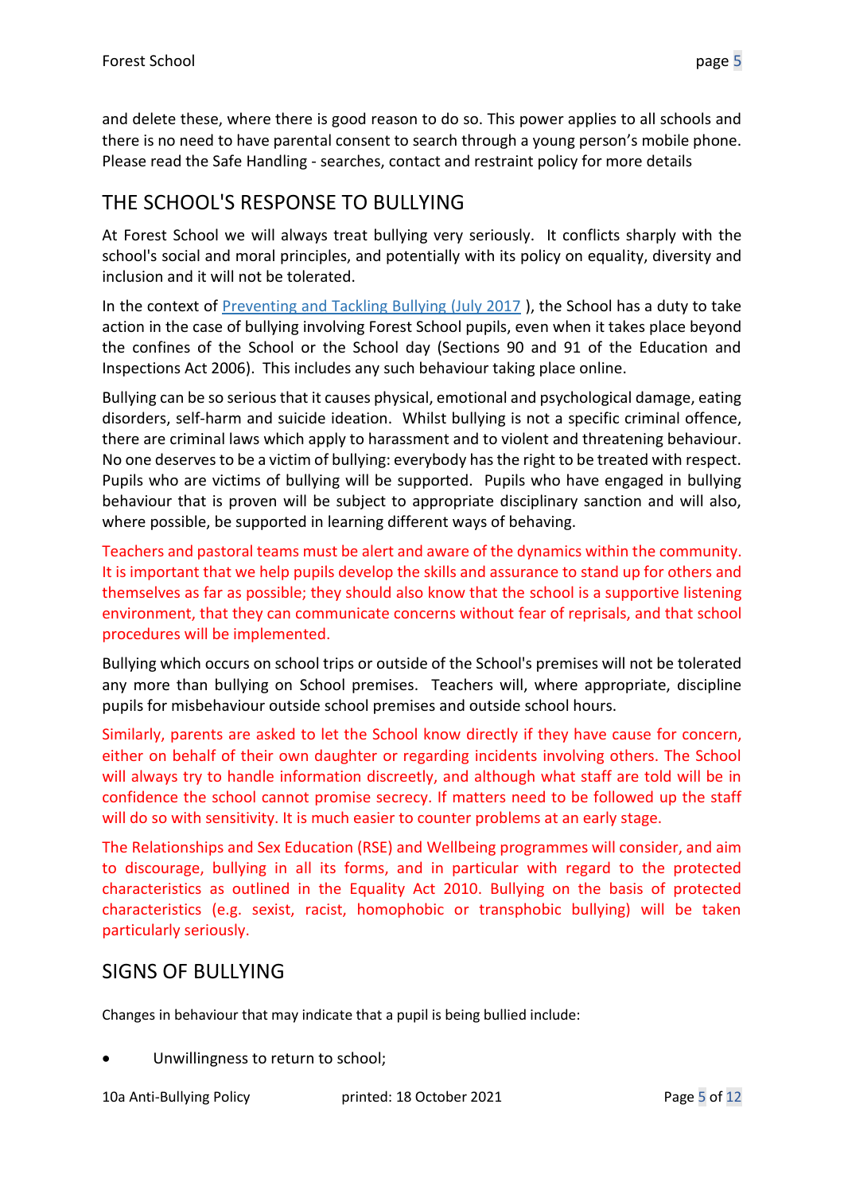and delete these, where there is good reason to do so. This power applies to all schools and there is no need to have parental consent to search through a young person's mobile phone. Please read the Safe Handling - searches, contact and restraint policy for more details

## THE SCHOOL'S RESPONSE TO BULLYING

At Forest School we will always treat bullying very seriously. It conflicts sharply with the school's social and moral principles, and potentially with its policy on equality, diversity and inclusion and it will not be tolerated.

In the context of Preventing and Tackling Bullying (July 2017 ), the School has a duty to take action in the case of bullying involving Forest School pupils, even when it takes place beyond the confines of the School or the School day (Sections 90 and 91 of the Education and Inspections Act 2006). This includes any such behaviour taking place online.

Bullying can be so serious that it causes physical, emotional and psychological damage, eating disorders, self-harm and suicide ideation. Whilst bullying is not a specific criminal offence, there are criminal laws which apply to harassment and to violent and threatening behaviour. No one deserves to be a victim of bullying: everybody has the right to be treated with respect. Pupils who are victims of bullying will be supported. Pupils who have engaged in bullying behaviour that is proven will be subject to appropriate disciplinary sanction and will also, where possible, be supported in learning different ways of behaving.

Teachers and pastoral teams must be alert and aware of the dynamics within the community. It is important that we help pupils develop the skills and assurance to stand up for others and themselves as far as possible; they should also know that the school is a supportive listening environment, that they can communicate concerns without fear of reprisals, and that school procedures will be implemented.

Bullying which occurs on school trips or outside of the School's premises will not be tolerated any more than bullying on School premises. Teachers will, where appropriate, discipline pupils for misbehaviour outside school premises and outside school hours.

Similarly, parents are asked to let the School know directly if they have cause for concern, either on behalf of their own daughter or regarding incidents involving others. The School will always try to handle information discreetly, and although what staff are told will be in confidence the school cannot promise secrecy. If matters need to be followed up the staff will do so with sensitivity. It is much easier to counter problems at an early stage.

The Relationships and Sex Education (RSE) and Wellbeing programmes will consider, and aim to discourage, bullying in all its forms, and in particular with regard to the protected characteristics as outlined in the Equality Act 2010. Bullying on the basis of protected characteristics (e.g. sexist, racist, homophobic or transphobic bullying) will be taken particularly seriously.

## SIGNS OF BULLYING

Changes in behaviour that may indicate that a pupil is being bullied include:

- Unwillingness to return to school;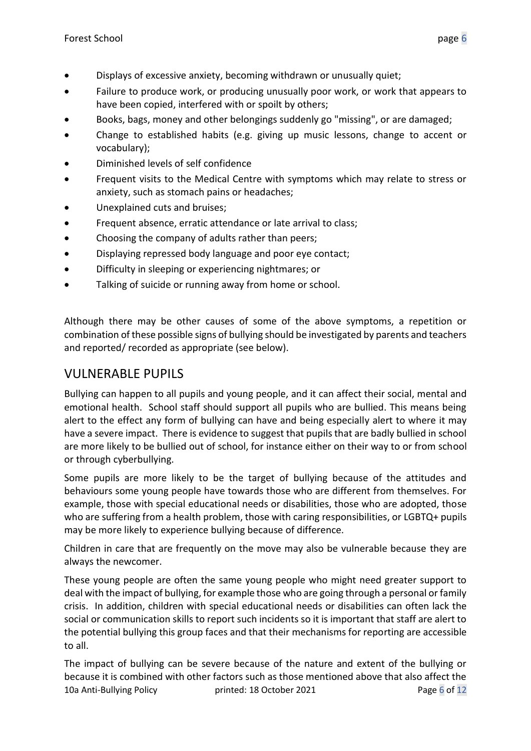- Displays of excessive anxiety, becoming withdrawn or unusually quiet;
- Failure to produce work, or producing unusually poor work, or work that appears to have been copied, interfered with or spoilt by others;
- Books, bags, money and other belongings suddenly go "missing", or are damaged;
- Change to established habits (e.g. giving up music lessons, change to accent or vocabulary);
- Diminished levels of self confidence
- Frequent visits to the Medical Centre with symptoms which may relate to stress or anxiety, such as stomach pains or headaches;
- Unexplained cuts and bruises;
- Frequent absence, erratic attendance or late arrival to class;
- Choosing the company of adults rather than peers;
- Displaying repressed body language and poor eye contact;
- Difficulty in sleeping or experiencing nightmares; or
- Talking of suicide or running away from home or school.

Although there may be other causes of some of the above symptoms, a repetition or combination of these possible signs of bullying should be investigated by parents and teachers and reported/ recorded as appropriate (see below).

## VULNERABLE PUPILS

Bullying can happen to all pupils and young people, and it can affect their social, mental and emotional health. School staff should support all pupils who are bullied. This means being alert to the effect any form of bullying can have and being especially alert to where it may have a severe impact. There is evidence to suggest that pupils that are badly bullied in school are more likely to be bullied out of school, for instance either on their way to or from school or through cyberbullying.

Some pupils are more likely to be the target of bullying because of the attitudes and behaviours some young people have towards those who are different from themselves. For example, those with special educational needs or disabilities, those who are adopted, those who are suffering from a health problem, those with caring responsibilities, or LGBTQ+ pupils may be more likely to experience bullying because of difference.

Children in care that are frequently on the move may also be vulnerable because they are always the newcomer.

These young people are often the same young people who might need greater support to deal with the impact of bullying, for example those who are going through a personal or family crisis. In addition, children with special educational needs or disabilities can often lack the social or communication skills to report such incidents so it is important that staff are alert to the potential bullying this group faces and that their mechanisms for reporting are accessible to all.

The impact of bullying can be severe because of the nature and extent of the bullying or because it is combined with other factors such as those mentioned above that also affect the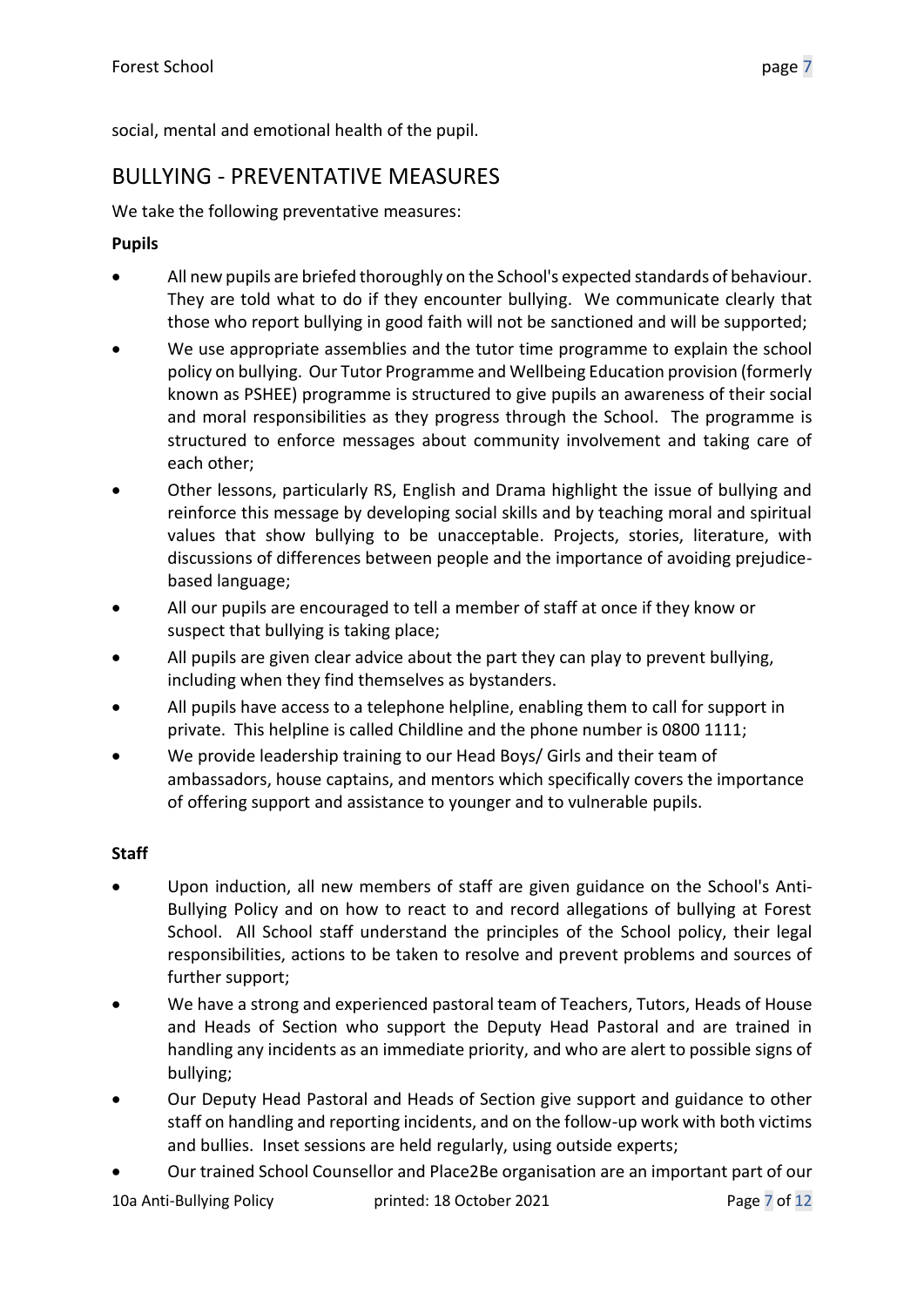social, mental and emotional health of the pupil.

## BULLYING - PREVENTATIVE MEASURES

We take the following preventative measures:

**Pupils**

- All new pupils are briefed thoroughly on the School's expected standards of behaviour. They are told what to do if they encounter bullying. We communicate clearly that those who report bullying in good faith will not be sanctioned and will be supported;
- We use appropriate assemblies and the tutor time programme to explain the school policy on bullying. Our Tutor Programme and Wellbeing Education provision (formerly known as PSHEE) programme is structured to give pupils an awareness of their social and moral responsibilities as they progress through the School. The programme is structured to enforce messages about community involvement and taking care of each other;
- Other lessons, particularly RS, English and Drama highlight the issue of bullying and reinforce this message by developing social skills and by teaching moral and spiritual values that show bullying to be unacceptable. Projects, stories, literature, with discussions of differences between people and the importance of avoiding prejudice-based language;
- All our pupils are encouraged to tell a member of staff at once if they know or suspect that bullying is taking place;
- All pupils are given clear advice about the part they can play to prevent bullying, including when they find themselves as bystanders.
- All pupils have access to a telephone helpline, enabling them to call for support in private. This helpline is called Childline and the phone number is 0800 1111;
- We provide leadership training to our Head Boys/ Girls and their team of ambassadors, house captains, and mentors which specifically covers the importance of offering support and assistance to younger and to vulnerable pupils.

**Staff**

- Upon induction, all new members of staff are given guidance on the School's Anti-Bullying Policy and on how to react to and record allegations of bullying at Forest School. All School staff understand the principles of the School policy, their legal responsibilities, actions to be taken to resolve and prevent problems and sources of further support;
- We have a strong and experienced pastoral team of Teachers, Tutors, Heads of House and Heads of Section who support the Deputy Head Pastoral and are trained in handling any incidents as an immediate priority, and who are alert to possible signs of bullying;
- Our Deputy Head Pastoral and Heads of Section give support and guidance to other staff on handling and reporting incidents, and on the follow-up work with both victims and bullies. Inset sessions are held regularly, using outside experts;
- Our trained School Counsellor and Place2Be organisation are an important part of our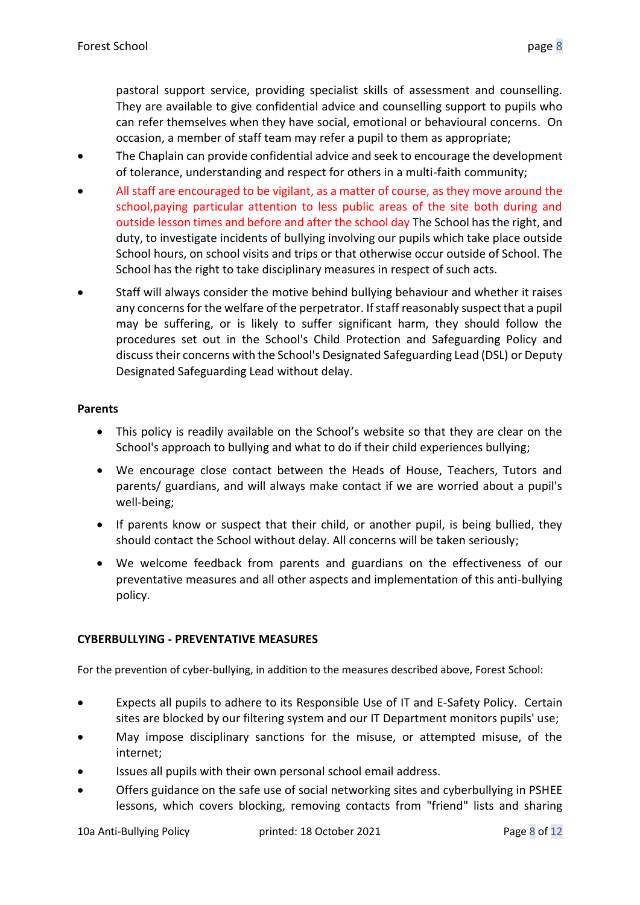pastoral support service, providing specialist skills of assessment and counselling. They are available to give confidential advice and counselling support to pupils who can refer themselves when they have social, emotional or behavioural concerns. On occasion, a member of staff team may refer a pupil to them as appropriate;

- The Chaplain can provide confidential advice and seek to encourage the development of tolerance, understanding and respect for others in a multi-faith community;
- All staff are encouraged to be vigilant, as a matter of course, as they move around the school,paying particular attention to less public areas of the site both during and outside lesson times and before and after the school day The School has the right, and duty, to investigate incidents of bullying involving our pupils which take place outside School hours, on school visits and trips or that otherwise occur outside of School. The School has the right to take disciplinary measures in respect of such acts.
- Staff will always consider the motive behind bullying behaviour and whether it raises any concerns for the welfare of the perpetrator. If staff reasonably suspect that a pupil may be suffering, or is likely to suffer significant harm, they should follow the procedures set out in the School's Child Protection and Safeguarding Policy and discuss their concerns with the School's Designated Safeguarding Lead (DSL) or Deputy Designated Safeguarding Lead without delay.

**Parents**

- This policy is readily available on the School's website so that they are clear on the School's approach to bullying and what to do if their child experiences bullying;
- We encourage close contact between the Heads of House, Teachers, Tutors and parents/ guardians, and will always make contact if we are worried about a pupil's well-being;
- If parents know or suspect that their child, or another pupil, is being bullied, they should contact the School without delay. All concerns will be taken seriously;
- We welcome feedback from parents and guardians on the effectiveness of our preventative measures and all other aspects and implementation of this anti-bullying policy.

**CYBERBULLYING - PREVENTATIVE MEASURES**

For the prevention of cyber-bullying, in addition to the measures described above, Forest School:

- Expects all pupils to adhere to its Responsible Use of IT and E-Safety Policy. Certain sites are blocked by our filtering system and our IT Department monitors pupils' use;
- May impose disciplinary sanctions for the misuse, or attempted misuse, of the internet;
- Issues all pupils with their own personal school email address.
- Offers guidance on the safe use of social networking sites and cyberbullying in PSHEE lessons, which covers blocking, removing contacts from "friend" lists and sharing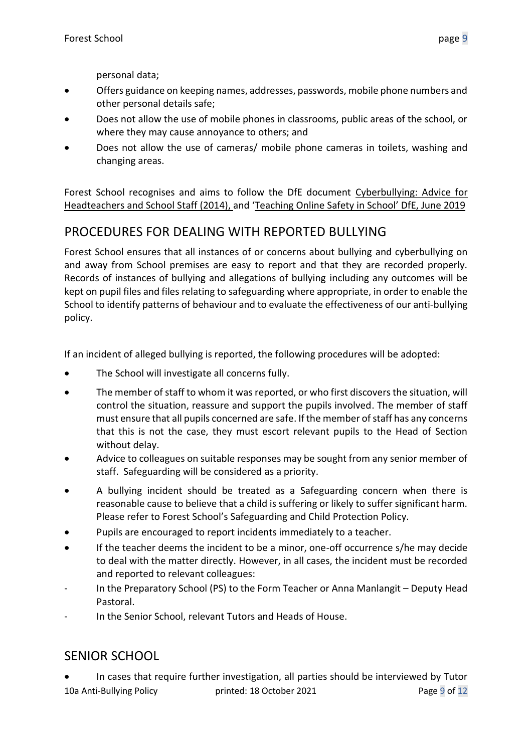personal data;

- Offers guidance on keeping names, addresses, passwords, mobile phone numbers and other personal details safe;
- Does not allow the use of mobile phones in classrooms, public areas of the school, or where they may cause annoyance to others; and
- Does not allow the use of cameras/ mobile phone cameras in toilets, washing and changing areas.

Forest School recognises and aims to follow the DfE document Cyberbullying: Advice for Headteachers and School Staff (2014), and 'Teaching Online Safety in School' DfE, June 2019

## PROCEDURES FOR DEALING WITH REPORTED BULLYING

Forest School ensures that all instances of or concerns about bullying and cyberbullying on and away from School premises are easy to report and that they are recorded properly. Records of instances of bullying and allegations of bullying including any outcomes will be kept on pupil files and files relating to safeguarding where appropriate, in order to enable the School to identify patterns of behaviour and to evaluate the effectiveness of our anti-bullying policy.

If an incident of alleged bullying is reported, the following procedures will be adopted:

- The School will investigate all concerns fully.
- The member of staff to whom it was reported, or who first discovers the situation, will control the situation, reassure and support the pupils involved. The member of staff must ensure that all pupils concerned are safe. If the member of staff has any concerns that this is not the case, they must escort relevant pupils to the Head of Section without delay.
- Advice to colleagues on suitable responses may be sought from any senior member of staff. Safeguarding will be considered as a priority.
- A bullying incident should be treated as a Safeguarding concern when there is reasonable cause to believe that a child is suffering or likely to suffer significant harm. Please refer to Forest School's Safeguarding and Child Protection Policy.
- Pupils are encouraged to report incidents immediately to a teacher.
- If the teacher deems the incident to be a minor, one-off occurrence s/he may decide to deal with the matter directly. However, in all cases, the incident must be recorded and reported to relevant colleagues:

- In the Preparatory School (PS) to the Form Teacher or Anna Manlangit – Deputy Head Pastoral.
- In the Senior School, relevant Tutors and Heads of House.

## SENIOR SCHOOL

- In cases that require further investigation, all parties should be interviewed by Tutor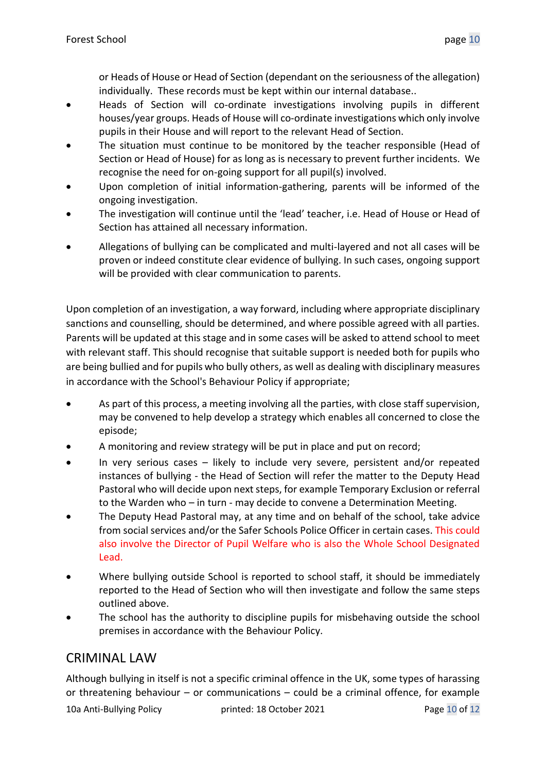or Heads of House or Head of Section (dependant on the seriousness of the allegation) individually. These records must be kept within our internal database..

- Heads of Section will co-ordinate investigations involving pupils in different houses/year groups. Heads of House will co-ordinate investigations which only involve pupils in their House and will report to the relevant Head of Section.
- The situation must continue to be monitored by the teacher responsible (Head of Section or Head of House) for as long as is necessary to prevent further incidents. We recognise the need for on-going support for all pupil(s) involved.
- Upon completion of initial information-gathering, parents will be informed of the ongoing investigation.
- The investigation will continue until the 'lead' teacher, i.e. Head of House or Head of Section has attained all necessary information.
- Allegations of bullying can be complicated and multi-layered and not all cases will be proven or indeed constitute clear evidence of bullying. In such cases, ongoing support will be provided with clear communication to parents.

Upon completion of an investigation, a way forward, including where appropriate disciplinary sanctions and counselling, should be determined, and where possible agreed with all parties. Parents will be updated at this stage and in some cases will be asked to attend school to meet with relevant staff. This should recognise that suitable support is needed both for pupils who are being bullied and for pupils who bully others, as well as dealing with disciplinary measures in accordance with the School's Behaviour Policy if appropriate;

- As part of this process, a meeting involving all the parties, with close staff supervision, may be convened to help develop a strategy which enables all concerned to close the episode;
- A monitoring and review strategy will be put in place and put on record;
- In very serious cases – likely to include very severe, persistent and/or repeated instances of bullying - the Head of Section will refer the matter to the Deputy Head Pastoral who will decide upon next steps, for example Temporary Exclusion or referral to the Warden who – in turn - may decide to convene a Determination Meeting.
- The Deputy Head Pastoral may, at any time and on behalf of the school, take advice from social services and/or the Safer Schools Police Officer in certain cases. This could also involve the Director of Pupil Welfare who is also the Whole School Designated Lead.
- Where bullying outside School is reported to school staff, it should be immediately reported to the Head of Section who will then investigate and follow the same steps outlined above.
- The school has the authority to discipline pupils for misbehaving outside the school premises in accordance with the Behaviour Policy.

## CRIMINAL LAW

Although bullying in itself is not a specific criminal offence in the UK, some types of harassing or threatening behaviour – or communications – could be a criminal offence, for example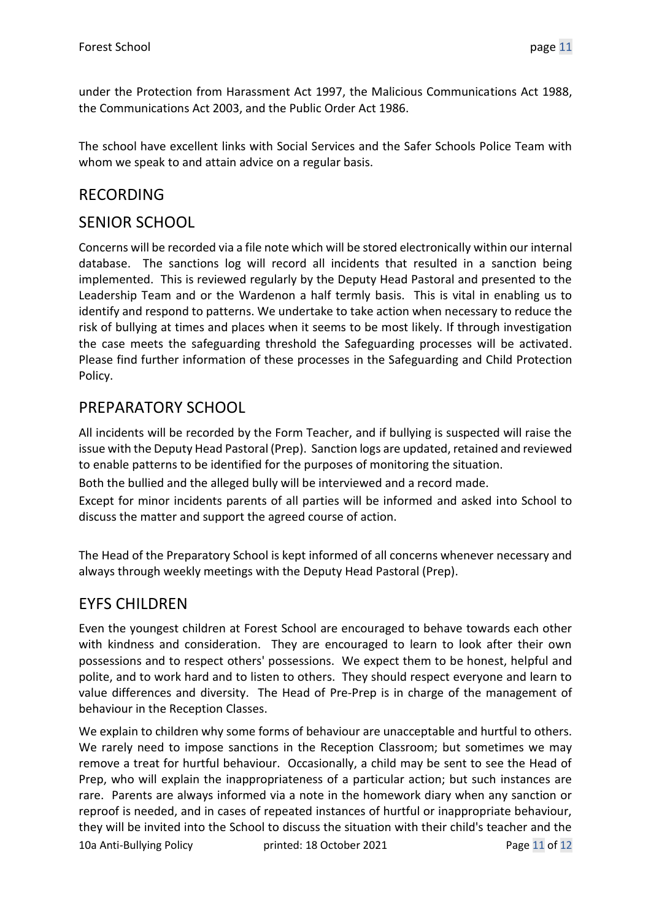under the Protection from Harassment Act 1997, the Malicious Communications Act 1988, the Communications Act 2003, and the Public Order Act 1986.

The school have excellent links with Social Services and the Safer Schools Police Team with whom we speak to and attain advice on a regular basis.

## RECORDING

## SENIOR SCHOOL

Concerns will be recorded via a file note which will be stored electronically within our internal database. The sanctions log will record all incidents that resulted in a sanction being implemented. This is reviewed regularly by the Deputy Head Pastoral and presented to the Leadership Team and or the Wardenon a half termly basis. This is vital in enabling us to identify and respond to patterns. We undertake to take action when necessary to reduce the risk of bullying at times and places when it seems to be most likely. If through investigation the case meets the safeguarding threshold the Safeguarding processes will be activated. Please find further information of these processes in the Safeguarding and Child Protection Policy.

## PREPARATORY SCHOOL

All incidents will be recorded by the Form Teacher, and if bullying is suspected will raise the issue with the Deputy Head Pastoral (Prep). Sanction logs are updated, retained and reviewed to enable patterns to be identified for the purposes of monitoring the situation.

Both the bullied and the alleged bully will be interviewed and a record made.

Except for minor incidents parents of all parties will be informed and asked into School to discuss the matter and support the agreed course of action.

The Head of the Preparatory School is kept informed of all concerns whenever necessary and always through weekly meetings with the Deputy Head Pastoral (Prep).

## EYFS CHILDREN

Even the youngest children at Forest School are encouraged to behave towards each other with kindness and consideration. They are encouraged to learn to look after their own possessions and to respect others' possessions. We expect them to be honest, helpful and polite, and to work hard and to listen to others. They should respect everyone and learn to value differences and diversity. The Head of Pre-Prep is in charge of the management of behaviour in the Reception Classes.

We explain to children why some forms of behaviour are unacceptable and hurtful to others. We rarely need to impose sanctions in the Reception Classroom; but sometimes we may remove a treat for hurtful behaviour. Occasionally, a child may be sent to see the Head of Prep, who will explain the inappropriateness of a particular action; but such instances are rare. Parents are always informed via a note in the homework diary when any sanction or reproof is needed, and in cases of repeated instances of hurtful or inappropriate behaviour, they will be invited into the School to discuss the situation with their child's teacher and the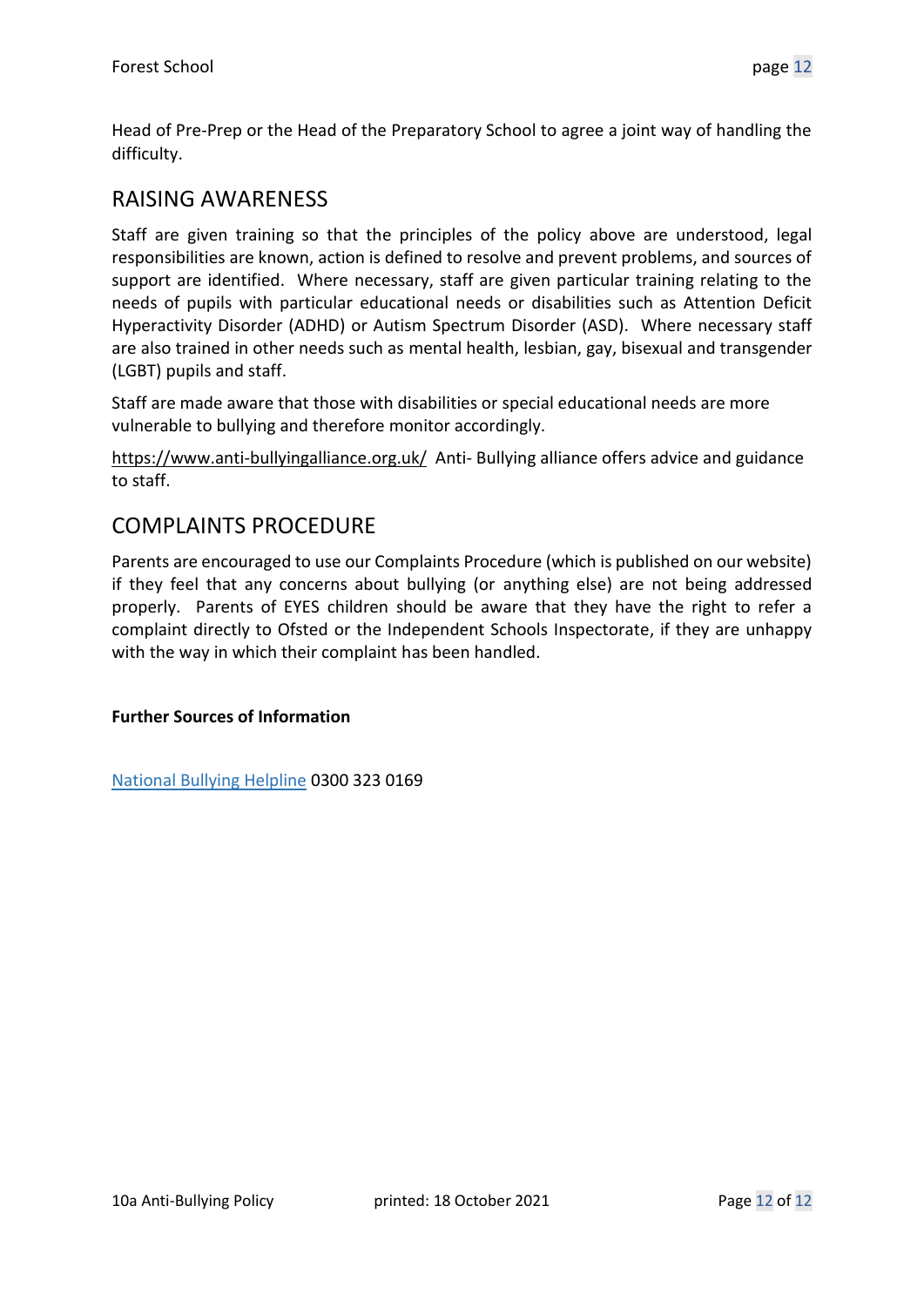Head of Pre-Prep or the Head of the Preparatory School to agree a joint way of handling the difficulty.

## RAISING AWARENESS

Staff are given training so that the principles of the policy above are understood, legal responsibilities are known, action is defined to resolve and prevent problems, and sources of support are identified. Where necessary, staff are given particular training relating to the needs of pupils with particular educational needs or disabilities such as Attention Deficit Hyperactivity Disorder (ADHD) or Autism Spectrum Disorder (ASD). Where necessary staff are also trained in other needs such as mental health, lesbian, gay, bisexual and transgender (LGBT) pupils and staff.

Staff are made aware that those with disabilities or special educational needs are more vulnerable to bullying and therefore monitor accordingly.

https://www.anti-bullyingalliance.org.uk/ Anti- Bullying alliance offers advice and guidance to staff.

## COMPLAINTS PROCEDURE

Parents are encouraged to use our Complaints Procedure (which is published on our website) if they feel that any concerns about bullying (or anything else) are not being addressed properly. Parents of EYES children should be aware that they have the right to refer a complaint directly to Ofsted or the Independent Schools Inspectorate, if they are unhappy with the way in which their complaint has been handled.

**Further Sources of Information**

National Bullying Helpline 0300 323 0169